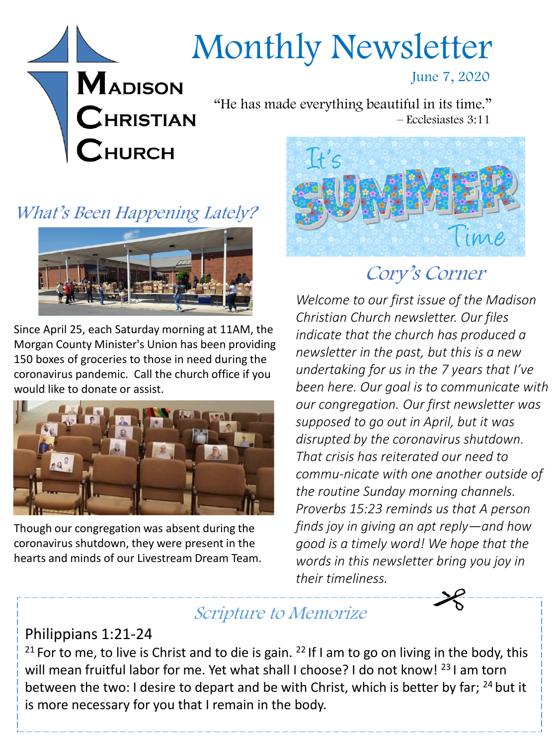# Monthly Newsletter

**Madison Christian Church**

June 7, 2020

"He has made everything beautiful in its time."
– Ecclesiastes 3:11

## *What's Been Happening Lately?*

Since April 25, each Saturday morning at 11AM, the Morgan County Minister's Union has been providing 150 boxes of groceries to those in need during the coronavirus pandemic. Call the church office if you would like to donate or assist.

Though our congregation was absent during the coronavirus shutdown, they were present in the hearts and minds of our Livestream Dream Team.

It's SUMMER Time

## *Cory's Corner*

*Welcome to our first issue of the Madison Christian Church newsletter. Our files indicate that the church has produced a newsletter in the past, but this is a new undertaking for us in the 7 years that I've been here. Our goal is to communicate with our congregation. Our first newsletter was supposed to go out in April, but it was disrupted by the coronavirus shutdown. That crisis has reiterated our need to commu-nicate with one another outside of the routine Sunday morning channels. Proverbs 15:23 reminds us that A person finds joy in giving an apt reply—and how good is a timely word! We hope that the words in this newsletter bring you joy in their timeliness.*

## *Scripture to Memorize*

Philippians 1:21-24

[21] For to me, to live is Christ and to die is gain. [22] If I am to go on living in the body, this will mean fruitful labor for me. Yet what shall I choose? I do not know! [23] I am torn between the two: I desire to depart and be with Christ, which is better by far; [24] but it is more necessary for you that I remain in the body.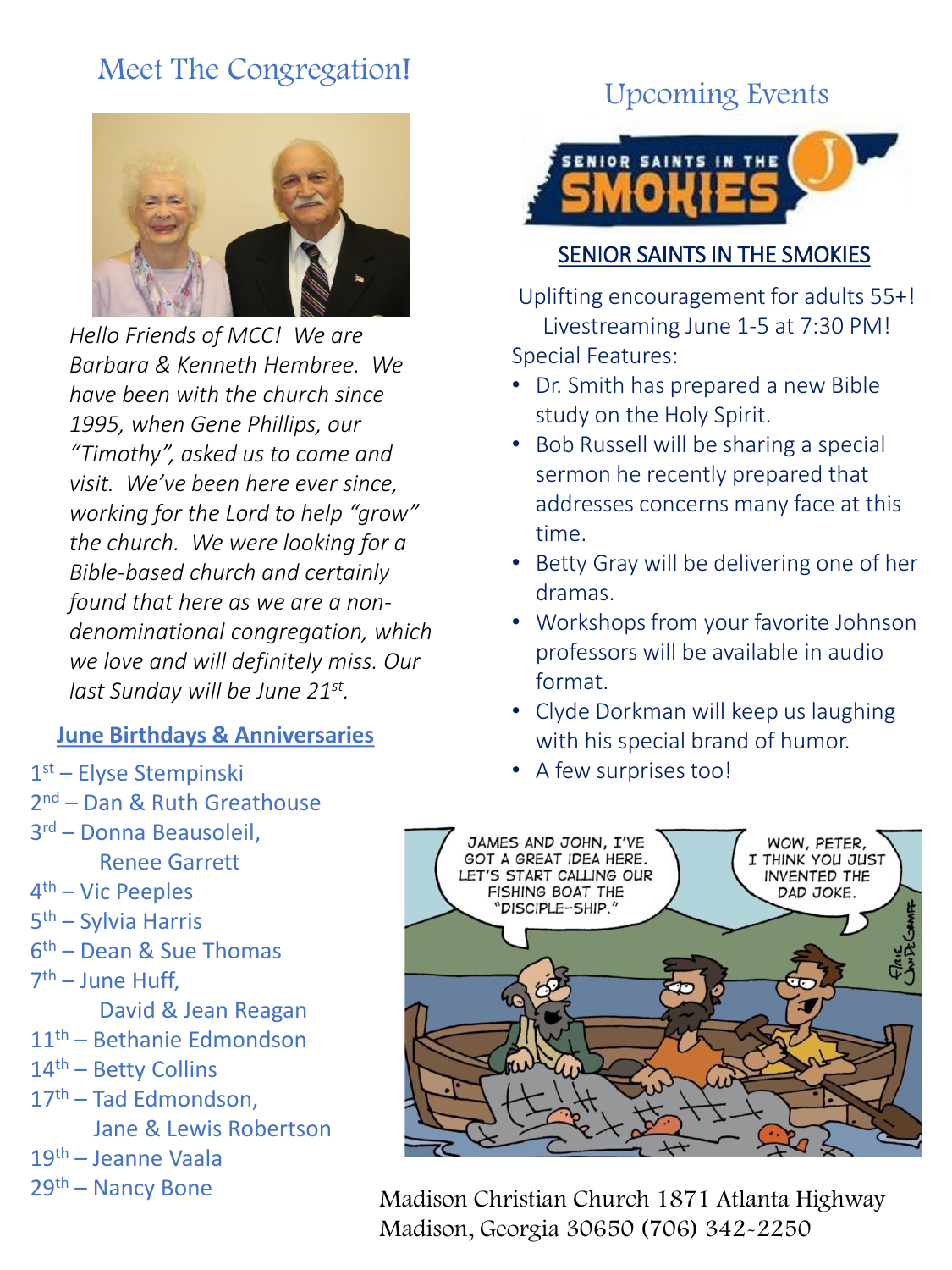## Meet The Congregation!

*Hello Friends of MCC! We are Barbara & Kenneth Hembree. We have been with the church since 1995, when Gene Phillips, our "Timothy", asked us to come and visit. We've been here ever since, working for the Lord to help "grow" the church. We were looking for a Bible-based church and certainly found that here as we are a non-denominational congregation, which we love and will definitely miss. Our last Sunday will be June 21st.*

### June Birthdays & Anniversaries

1st – Elyse Stempinski
2nd – Dan & Ruth Greathouse
3rd – Donna Beausoleil, Renee Garrett
4th – Vic Peeples
5th – Sylvia Harris
6th – Dean & Sue Thomas
7th – June Huff, David & Jean Reagan
11th – Bethanie Edmondson
14th – Betty Collins
17th – Tad Edmondson, Jane & Lewis Robertson
19th – Jeanne Vaala
29th – Nancy Bone

## Upcoming Events

### SENIOR SAINTS IN THE SMOKIES

Uplifting encouragement for adults 55+!
Livestreaming June 1-5 at 7:30 PM!

Special Features:

- Dr. Smith has prepared a new Bible study on the Holy Spirit.
- Bob Russell will be sharing a special sermon he recently prepared that addresses concerns many face at this time.
- Betty Gray will be delivering one of her dramas.
- Workshops from your favorite Johnson professors will be available in audio format.
- Clyde Dorkman will keep us laughing with his special brand of humor.
- A few surprises too!

Madison Christian Church 1871 Atlanta Highway
Madison, Georgia 30650 (706) 342-2250